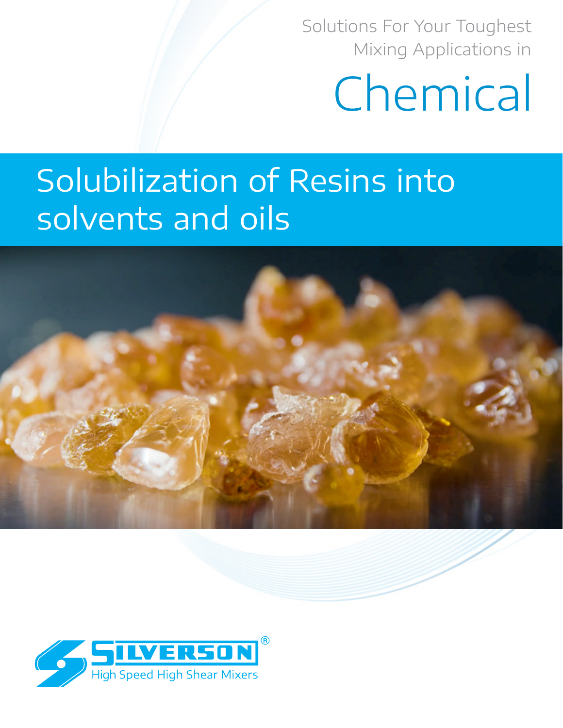Solutions For Your Toughest Mixing Applications in

# Chemical

## Solubilization of Resins into solvents and oils

SILVERSON®
High Speed High Shear Mixers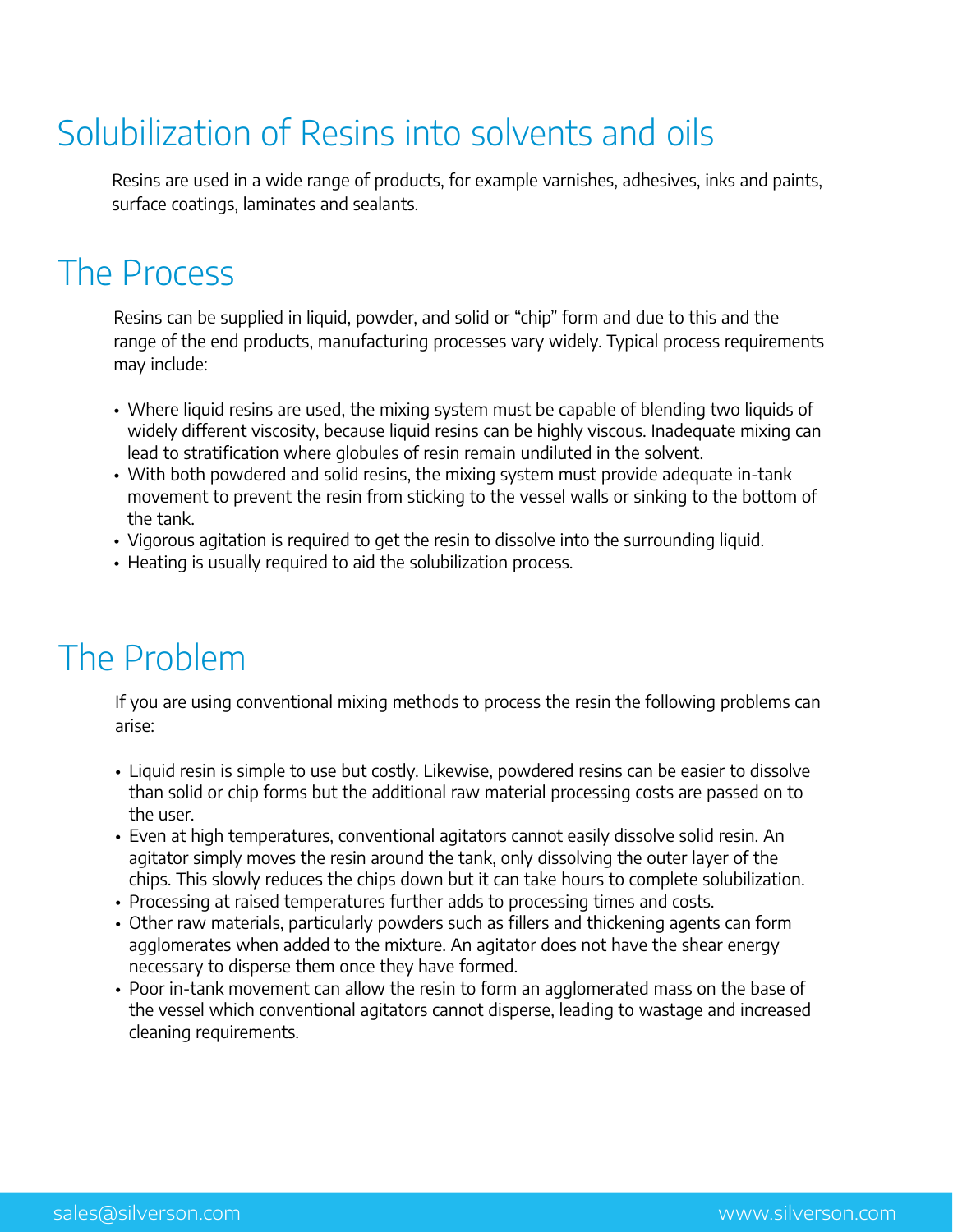# Solubilization of Resins into solvents and oils

Resins are used in a wide range of products, for example varnishes, adhesives, inks and paints, surface coatings, laminates and sealants.

# The Process

Resins can be supplied in liquid, powder, and solid or "chip" form and due to this and the range of the end products, manufacturing processes vary widely. Typical process requirements may include:

- Where liquid resins are used, the mixing system must be capable of blending two liquids of widely different viscosity, because liquid resins can be highly viscous. Inadequate mixing can lead to stratification where globules of resin remain undiluted in the solvent.
- With both powdered and solid resins, the mixing system must provide adequate in-tank movement to prevent the resin from sticking to the vessel walls or sinking to the bottom of the tank.
- Vigorous agitation is required to get the resin to dissolve into the surrounding liquid.
- Heating is usually required to aid the solubilization process.

# The Problem

If you are using conventional mixing methods to process the resin the following problems can arise:

- Liquid resin is simple to use but costly. Likewise, powdered resins can be easier to dissolve than solid or chip forms but the additional raw material processing costs are passed on to the user.
- Even at high temperatures, conventional agitators cannot easily dissolve solid resin. An agitator simply moves the resin around the tank, only dissolving the outer layer of the chips. This slowly reduces the chips down but it can take hours to complete solubilization.
- Processing at raised temperatures further adds to processing times and costs.
- Other raw materials, particularly powders such as fillers and thickening agents can form agglomerates when added to the mixture. An agitator does not have the shear energy necessary to disperse them once they have formed.
- Poor in-tank movement can allow the resin to form an agglomerated mass on the base of the vessel which conventional agitators cannot disperse, leading to wastage and increased cleaning requirements.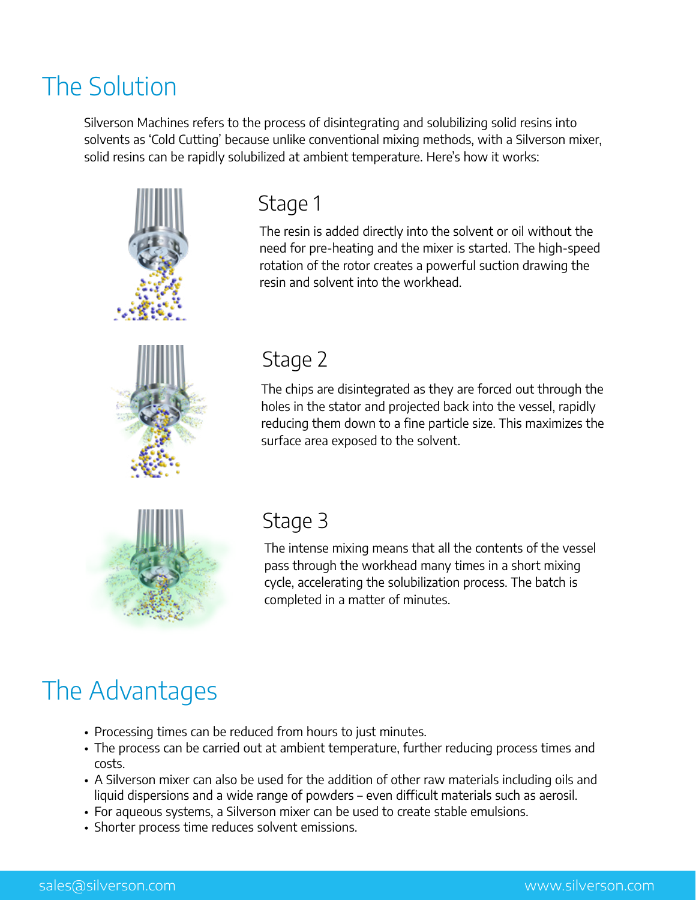# The Solution

Silverson Machines refers to the process of disintegrating and solubilizing solid resins into solvents as 'Cold Cutting' because unlike conventional mixing methods, with a Silverson mixer, solid resins can be rapidly solubilized at ambient temperature. Here's how it works:

## Stage 1

The resin is added directly into the solvent or oil without the need for pre-heating and the mixer is started. The high-speed rotation of the rotor creates a powerful suction drawing the resin and solvent into the workhead.

## Stage 2

The chips are disintegrated as they are forced out through the holes in the stator and projected back into the vessel, rapidly reducing them down to a fine particle size. This maximizes the surface area exposed to the solvent.

## Stage 3

The intense mixing means that all the contents of the vessel pass through the workhead many times in a short mixing cycle, accelerating the solubilization process. The batch is completed in a matter of minutes.

# The Advantages

- Processing times can be reduced from hours to just minutes.
- The process can be carried out at ambient temperature, further reducing process times and costs.
- A Silverson mixer can also be used for the addition of other raw materials including oils and liquid dispersions and a wide range of powders – even difficult materials such as aerosil.
- For aqueous systems, a Silverson mixer can be used to create stable emulsions.
- Shorter process time reduces solvent emissions.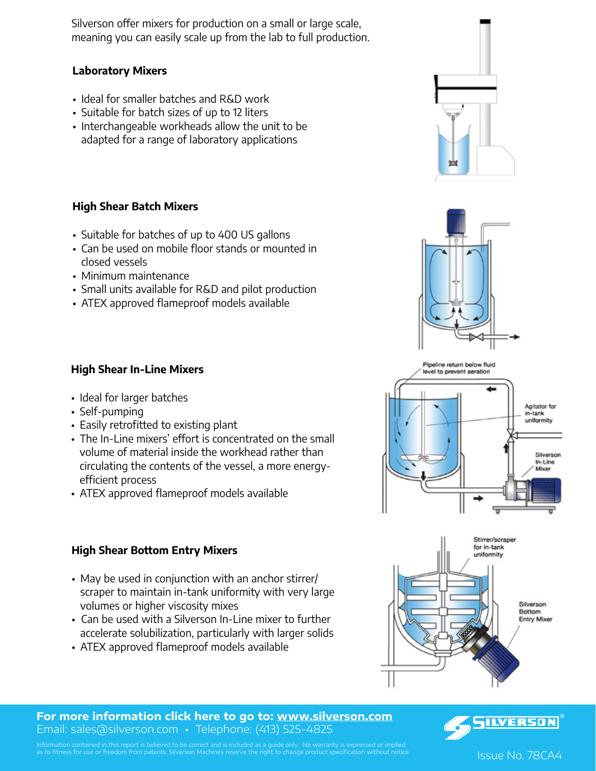Silverson offer mixers for production on a small or large scale, meaning you can easily scale up from the lab to full production.

### Laboratory Mixers

- Ideal for smaller batches and R&D work
- Suitable for batch sizes of up to 12 liters
- Interchangeable workheads allow the unit to be adapted for a range of laboratory applications

### High Shear Batch Mixers

- Suitable for batches of up to 400 US gallons
- Can be used on mobile floor stands or mounted in closed vessels
- Minimum maintenance
- Small units available for R&D and pilot production
- ATEX approved flameproof models available

### High Shear In-Line Mixers

- Ideal for larger batches
- Self-pumping
- Easily retrofitted to existing plant
- The In-Line mixers' effort is concentrated on the small volume of material inside the workhead rather than circulating the contents of the vessel, a more energy-efficient process
- ATEX approved flameproof models available

Pipeline return below fluid level to prevent aeration

Agitator for in-tank uniformity

Silverson In-Line Mixer

### High Shear Bottom Entry Mixers

- May be used in conjunction with an anchor stirrer/scraper to maintain in-tank uniformity with very large volumes or higher viscosity mixes
- Can be used with a Silverson In-Line mixer to further accelerate solubilization, particularly with larger solids
- ATEX approved flameproof models available

Stirrer/scraper for in-tank uniformity

Silverson Bottom Entry Mixer

**For more information click here to go to: www.silverson.com**
Email: sales@silverson.com • Telephone: (413) 525-4825

Information contained in this report is believed to be correct and is included as a guide only. No warranty is expressed or implied as to fitness for use or freedom from patents. Silverson Machines reserve the right to change product specification without notice.

SILVERSON®

Issue No. 78CA4